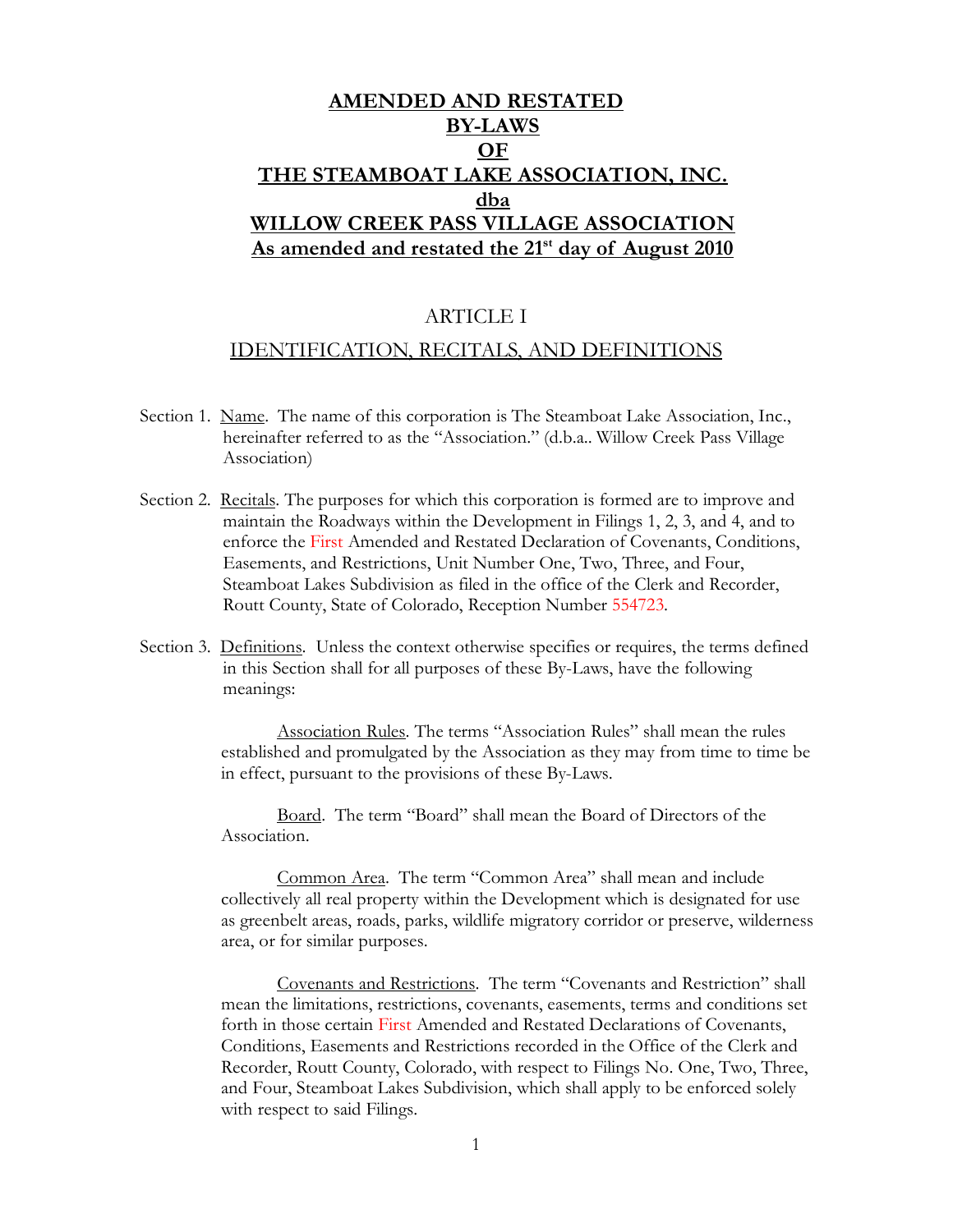# AMENDED AND RESTATED BY-LAWS OF THE STEAMBOAT LAKE ASSOCIATION, INC. dba WILLOW CREEK PASS VILLAGE ASSOCIATION

**As amended and restated the 21st day of August 2010**

## ARTICLE I

## IDENTIFICATION, RECITALS, AND DEFINITIONS

Section 1. Name. The name of this corporation is The Steamboat Lake Association, Inc., hereinafter referred to as the "Association." (d.b.a.. Willow Creek Pass Village Association)

Section 2. Recitals. The purposes for which this corporation is formed are to improve and maintain the Roadways within the Development in Filings 1, 2, 3, and 4, and to enforce the First Amended and Restated Declaration of Covenants, Conditions, Easements, and Restrictions, Unit Number One, Two, Three, and Four, Steamboat Lakes Subdivision as filed in the office of the Clerk and Recorder, Routt County, State of Colorado, Reception Number 554723.

Section 3. Definitions. Unless the context otherwise specifies or requires, the terms defined in this Section shall for all purposes of these By-Laws, have the following meanings:

Association Rules. The terms "Association Rules" shall mean the rules established and promulgated by the Association as they may from time to time be in effect, pursuant to the provisions of these By-Laws.

Board. The term "Board" shall mean the Board of Directors of the Association.

Common Area. The term "Common Area" shall mean and include collectively all real property within the Development which is designated for use as greenbelt areas, roads, parks, wildlife migratory corridor or preserve, wilderness area, or for similar purposes.

Covenants and Restrictions. The term "Covenants and Restriction" shall mean the limitations, restrictions, covenants, easements, terms and conditions set forth in those certain First Amended and Restated Declarations of Covenants, Conditions, Easements and Restrictions recorded in the Office of the Clerk and Recorder, Routt County, Colorado, with respect to Filings No. One, Two, Three, and Four, Steamboat Lakes Subdivision, which shall apply to be enforced solely with respect to said Filings.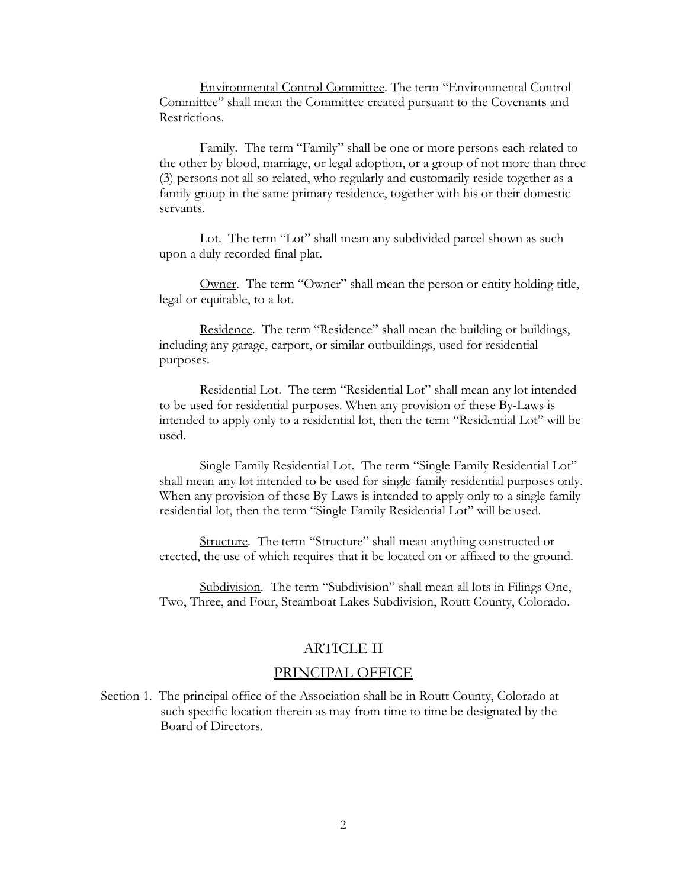Environmental Control Committee. The term "Environmental Control Committee" shall mean the Committee created pursuant to the Covenants and Restrictions.

Family. The term "Family" shall be one or more persons each related to the other by blood, marriage, or legal adoption, or a group of not more than three (3) persons not all so related, who regularly and customarily reside together as a family group in the same primary residence, together with his or their domestic servants.

Lot. The term "Lot" shall mean any subdivided parcel shown as such upon a duly recorded final plat.

Owner. The term "Owner" shall mean the person or entity holding title, legal or equitable, to a lot.

Residence. The term "Residence" shall mean the building or buildings, including any garage, carport, or similar outbuildings, used for residential purposes.

Residential Lot. The term "Residential Lot" shall mean any lot intended to be used for residential purposes. When any provision of these By-Laws is intended to apply only to a residential lot, then the term "Residential Lot" will be used.

Single Family Residential Lot. The term "Single Family Residential Lot" shall mean any lot intended to be used for single-family residential purposes only. When any provision of these By-Laws is intended to apply only to a single family residential lot, then the term "Single Family Residential Lot" will be used.

Structure. The term "Structure" shall mean anything constructed or erected, the use of which requires that it be located on or affixed to the ground.

Subdivision. The term "Subdivision" shall mean all lots in Filings One, Two, Three, and Four, Steamboat Lakes Subdivision, Routt County, Colorado.

## ARTICLE II

## PRINCIPAL OFFICE

Section 1. The principal office of the Association shall be in Routt County, Colorado at such specific location therein as may from time to time be designated by the Board of Directors.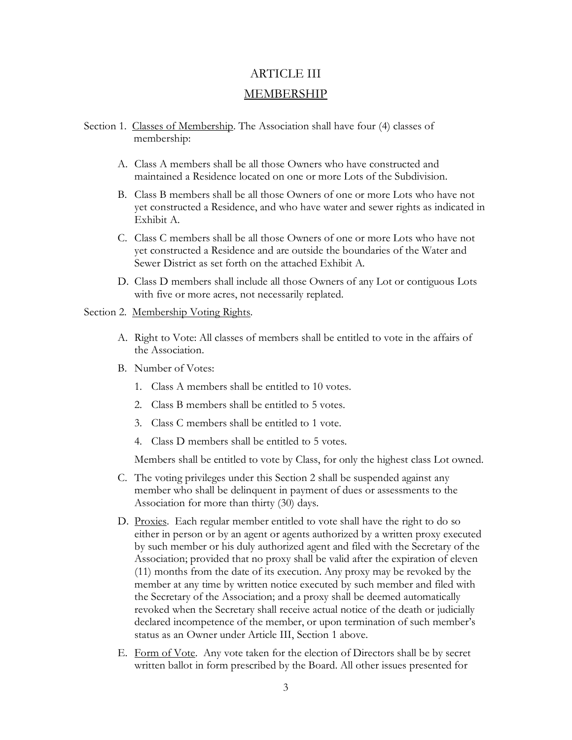# ARTICLE III

## MEMBERSHIP

Section 1. Classes of Membership. The Association shall have four (4) classes of membership:

A. Class A members shall be all those Owners who have constructed and maintained a Residence located on one or more Lots of the Subdivision.

B. Class B members shall be all those Owners of one or more Lots who have not yet constructed a Residence, and who have water and sewer rights as indicated in Exhibit A.

C. Class C members shall be all those Owners of one or more Lots who have not yet constructed a Residence and are outside the boundaries of the Water and Sewer District as set forth on the attached Exhibit A.

D. Class D members shall include all those Owners of any Lot or contiguous Lots with five or more acres, not necessarily replated.

Section 2. Membership Voting Rights.

A. Right to Vote: All classes of members shall be entitled to vote in the affairs of the Association.

B. Number of Votes:

1. Class A members shall be entitled to 10 votes.
2. Class B members shall be entitled to 5 votes.
3. Class C members shall be entitled to 1 vote.
4. Class D members shall be entitled to 5 votes.

Members shall be entitled to vote by Class, for only the highest class Lot owned.

C. The voting privileges under this Section 2 shall be suspended against any member who shall be delinquent in payment of dues or assessments to the Association for more than thirty (30) days.

D. Proxies. Each regular member entitled to vote shall have the right to do so either in person or by an agent or agents authorized by a written proxy executed by such member or his duly authorized agent and filed with the Secretary of the Association; provided that no proxy shall be valid after the expiration of eleven (11) months from the date of its execution. Any proxy may be revoked by the member at any time by written notice executed by such member and filed with the Secretary of the Association; and a proxy shall be deemed automatically revoked when the Secretary shall receive actual notice of the death or judicially declared incompetence of the member, or upon termination of such member's status as an Owner under Article III, Section 1 above.

E. Form of Vote. Any vote taken for the election of Directors shall be by secret written ballot in form prescribed by the Board. All other issues presented for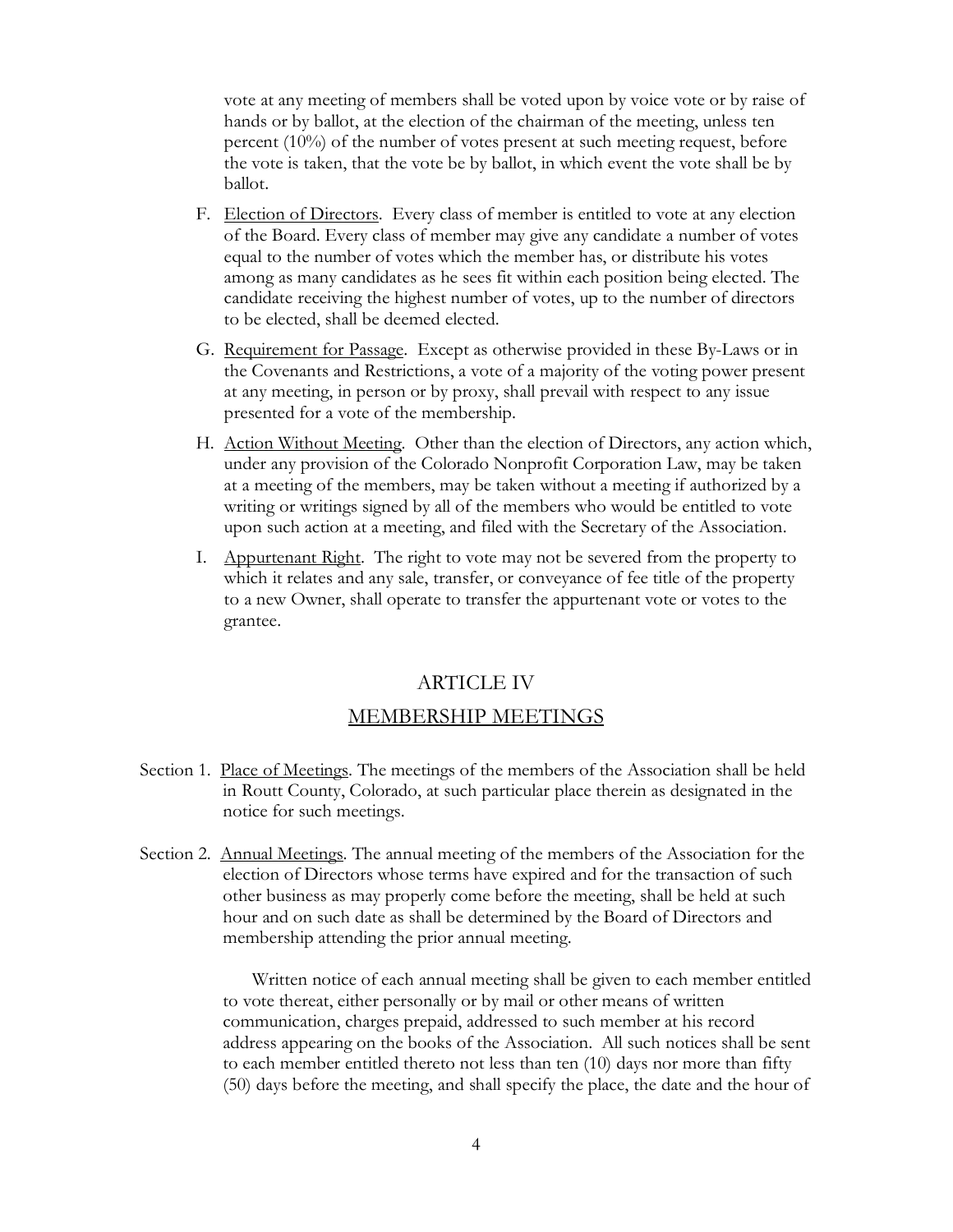vote at any meeting of members shall be voted upon by voice vote or by raise of hands or by ballot, at the election of the chairman of the meeting, unless ten percent (10%) of the number of votes present at such meeting request, before the vote is taken, that the vote be by ballot, in which event the vote shall be by ballot.

F. Election of Directors. Every class of member is entitled to vote at any election of the Board. Every class of member may give any candidate a number of votes equal to the number of votes which the member has, or distribute his votes among as many candidates as he sees fit within each position being elected. The candidate receiving the highest number of votes, up to the number of directors to be elected, shall be deemed elected.

G. Requirement for Passage. Except as otherwise provided in these By-Laws or in the Covenants and Restrictions, a vote of a majority of the voting power present at any meeting, in person or by proxy, shall prevail with respect to any issue presented for a vote of the membership.

H. Action Without Meeting. Other than the election of Directors, any action which, under any provision of the Colorado Nonprofit Corporation Law, may be taken at a meeting of the members, may be taken without a meeting if authorized by a writing or writings signed by all of the members who would be entitled to vote upon such action at a meeting, and filed with the Secretary of the Association.

I. Appurtenant Right. The right to vote may not be severed from the property to which it relates and any sale, transfer, or conveyance of fee title of the property to a new Owner, shall operate to transfer the appurtenant vote or votes to the grantee.

## ARTICLE IV

## MEMBERSHIP MEETINGS

Section 1. Place of Meetings. The meetings of the members of the Association shall be held in Routt County, Colorado, at such particular place therein as designated in the notice for such meetings.

Section 2. Annual Meetings. The annual meeting of the members of the Association for the election of Directors whose terms have expired and for the transaction of such other business as may properly come before the meeting, shall be held at such hour and on such date as shall be determined by the Board of Directors and membership attending the prior annual meeting.

Written notice of each annual meeting shall be given to each member entitled to vote thereat, either personally or by mail or other means of written communication, charges prepaid, addressed to such member at his record address appearing on the books of the Association. All such notices shall be sent to each member entitled thereto not less than ten (10) days nor more than fifty (50) days before the meeting, and shall specify the place, the date and the hour of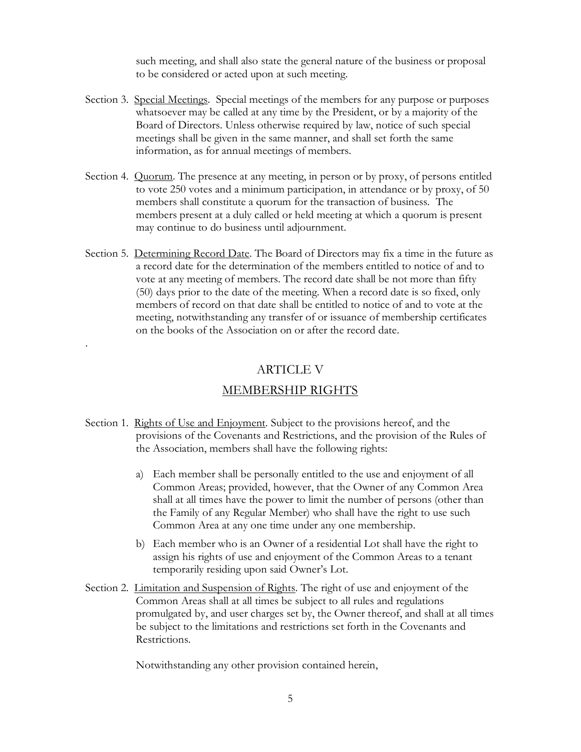such meeting, and shall also state the general nature of the business or proposal to be considered or acted upon at such meeting.

Section 3. Special Meetings. Special meetings of the members for any purpose or purposes whatsoever may be called at any time by the President, or by a majority of the Board of Directors. Unless otherwise required by law, notice of such special meetings shall be given in the same manner, and shall set forth the same information, as for annual meetings of members.

Section 4. Quorum. The presence at any meeting, in person or by proxy, of persons entitled to vote 250 votes and a minimum participation, in attendance or by proxy, of 50 members shall constitute a quorum for the transaction of business. The members present at a duly called or held meeting at which a quorum is present may continue to do business until adjournment.

Section 5. Determining Record Date. The Board of Directors may fix a time in the future as a record date for the determination of the members entitled to notice of and to vote at any meeting of members. The record date shall be not more than fifty (50) days prior to the date of the meeting. When a record date is so fixed, only members of record on that date shall be entitled to notice of and to vote at the meeting, notwithstanding any transfer of or issuance of membership certificates on the books of the Association on or after the record date.

## ARTICLE V

## MEMBERSHIP RIGHTS

Section 1. Rights of Use and Enjoyment. Subject to the provisions hereof, and the provisions of the Covenants and Restrictions, and the provision of the Rules of the Association, members shall have the following rights:

a) Each member shall be personally entitled to the use and enjoyment of all Common Areas; provided, however, that the Owner of any Common Area shall at all times have the power to limit the number of persons (other than the Family of any Regular Member) who shall have the right to use such Common Area at any one time under any one membership.

b) Each member who is an Owner of a residential Lot shall have the right to assign his rights of use and enjoyment of the Common Areas to a tenant temporarily residing upon said Owner's Lot.

Section 2. Limitation and Suspension of Rights. The right of use and enjoyment of the Common Areas shall at all times be subject to all rules and regulations promulgated by, and user charges set by, the Owner thereof, and shall at all times be subject to the limitations and restrictions set forth in the Covenants and Restrictions.

Notwithstanding any other provision contained herein,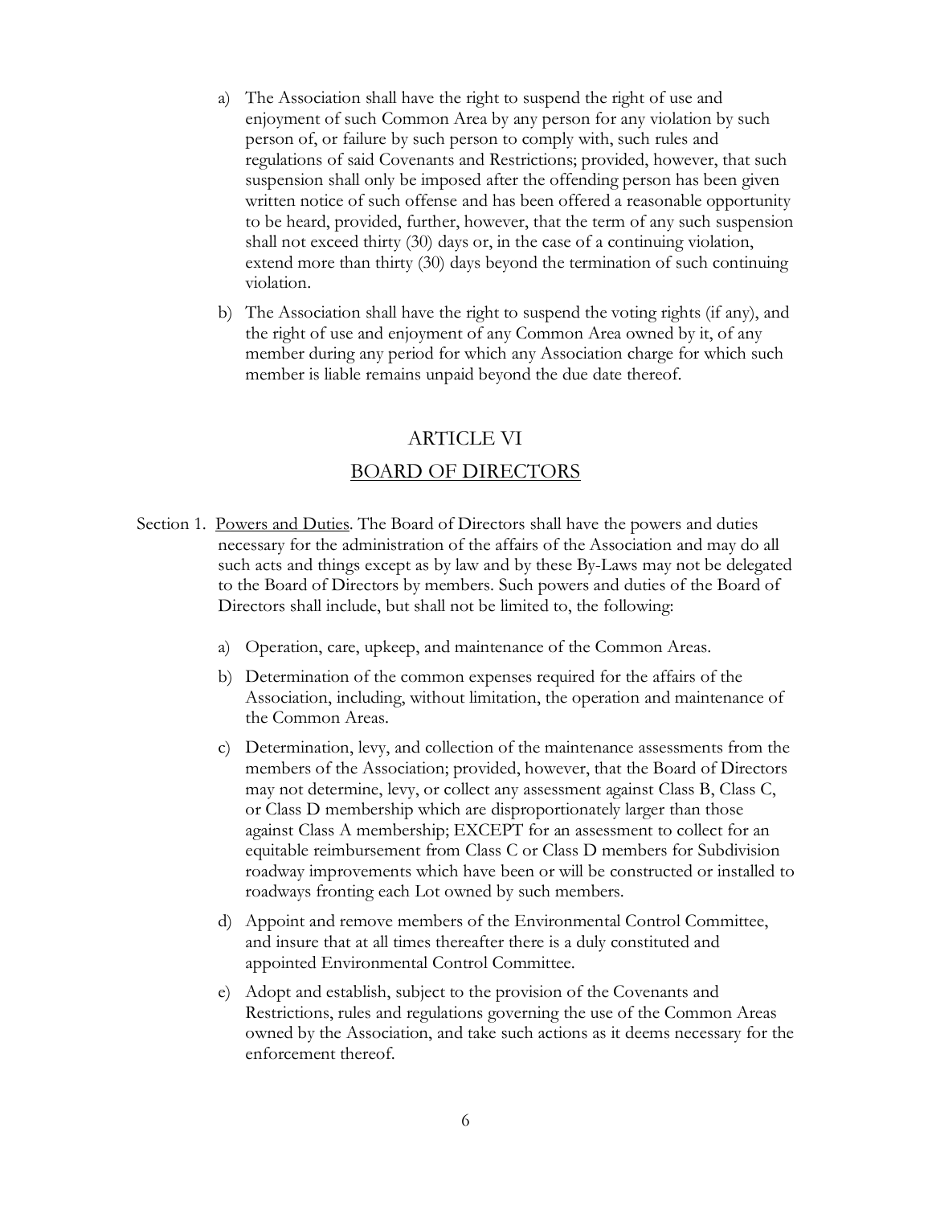a) The Association shall have the right to suspend the right of use and enjoyment of such Common Area by any person for any violation by such person of, or failure by such person to comply with, such rules and regulations of said Covenants and Restrictions; provided, however, that such suspension shall only be imposed after the offending person has been given written notice of such offense and has been offered a reasonable opportunity to be heard, provided, further, however, that the term of any such suspension shall not exceed thirty (30) days or, in the case of a continuing violation, extend more than thirty (30) days beyond the termination of such continuing violation.

b) The Association shall have the right to suspend the voting rights (if any), and the right of use and enjoyment of any Common Area owned by it, of any member during any period for which any Association charge for which such member is liable remains unpaid beyond the due date thereof.

## ARTICLE VI

## BOARD OF DIRECTORS

Section 1. Powers and Duties. The Board of Directors shall have the powers and duties necessary for the administration of the affairs of the Association and may do all such acts and things except as by law and by these By-Laws may not be delegated to the Board of Directors by members. Such powers and duties of the Board of Directors shall include, but shall not be limited to, the following:

a) Operation, care, upkeep, and maintenance of the Common Areas.

b) Determination of the common expenses required for the affairs of the Association, including, without limitation, the operation and maintenance of the Common Areas.

c) Determination, levy, and collection of the maintenance assessments from the members of the Association; provided, however, that the Board of Directors may not determine, levy, or collect any assessment against Class B, Class C, or Class D membership which are disproportionately larger than those against Class A membership; EXCEPT for an assessment to collect for an equitable reimbursement from Class C or Class D members for Subdivision roadway improvements which have been or will be constructed or installed to roadways fronting each Lot owned by such members.

d) Appoint and remove members of the Environmental Control Committee, and insure that at all times thereafter there is a duly constituted and appointed Environmental Control Committee.

e) Adopt and establish, subject to the provision of the Covenants and Restrictions, rules and regulations governing the use of the Common Areas owned by the Association, and take such actions as it deems necessary for the enforcement thereof.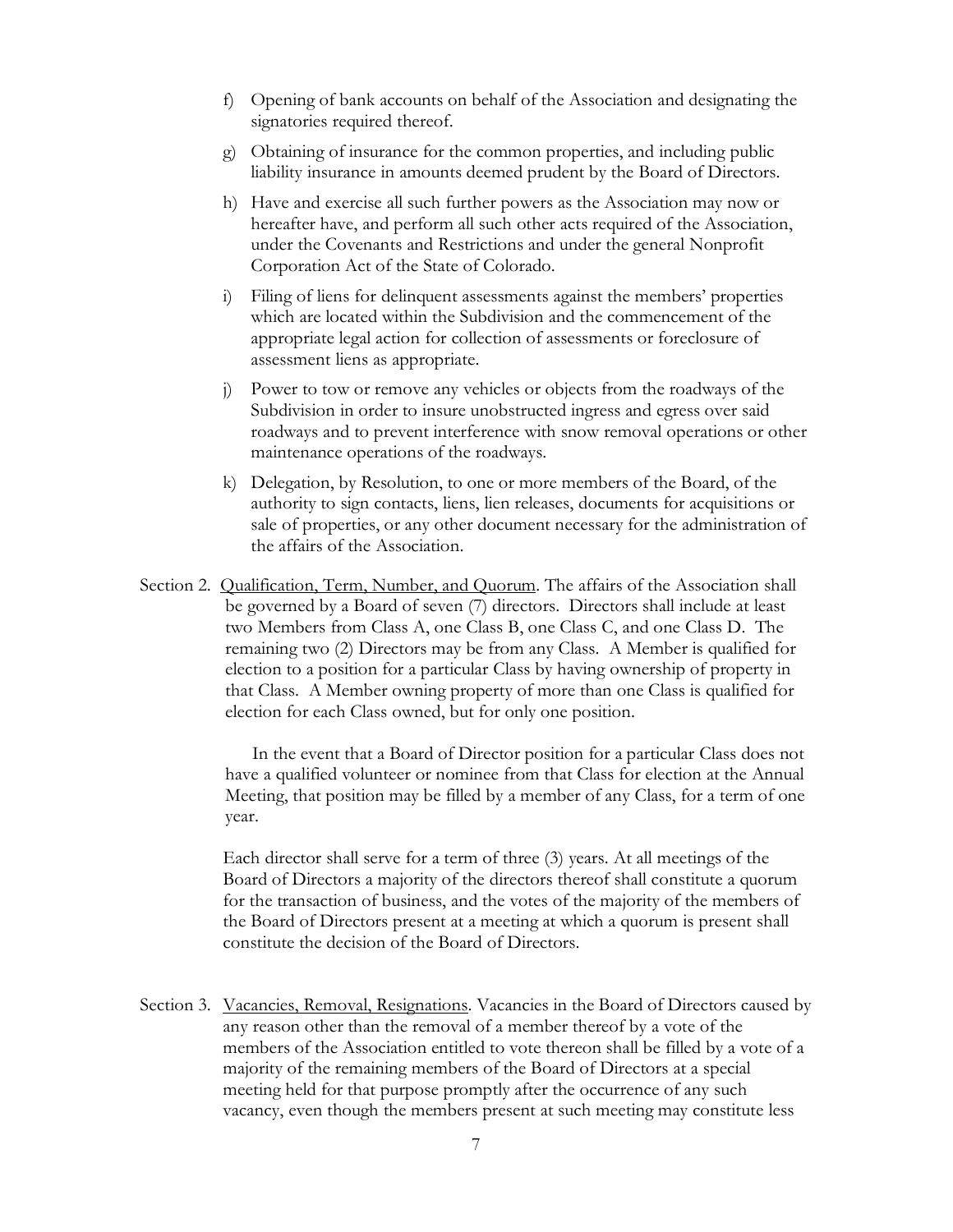f) Opening of bank accounts on behalf of the Association and designating the signatories required thereof.

g) Obtaining of insurance for the common properties, and including public liability insurance in amounts deemed prudent by the Board of Directors.

h) Have and exercise all such further powers as the Association may now or hereafter have, and perform all such other acts required of the Association, under the Covenants and Restrictions and under the general Nonprofit Corporation Act of the State of Colorado.

i) Filing of liens for delinquent assessments against the members' properties which are located within the Subdivision and the commencement of the appropriate legal action for collection of assessments or foreclosure of assessment liens as appropriate.

j) Power to tow or remove any vehicles or objects from the roadways of the Subdivision in order to insure unobstructed ingress and egress over said roadways and to prevent interference with snow removal operations or other maintenance operations of the roadways.

k) Delegation, by Resolution, to one or more members of the Board, of the authority to sign contacts, liens, lien releases, documents for acquisitions or sale of properties, or any other document necessary for the administration of the affairs of the Association.

Section 2. Qualification, Term, Number, and Quorum. The affairs of the Association shall be governed by a Board of seven (7) directors. Directors shall include at least two Members from Class A, one Class B, one Class C, and one Class D. The remaining two (2) Directors may be from any Class. A Member is qualified for election to a position for a particular Class by having ownership of property in that Class. A Member owning property of more than one Class is qualified for election for each Class owned, but for only one position.

In the event that a Board of Director position for a particular Class does not have a qualified volunteer or nominee from that Class for election at the Annual Meeting, that position may be filled by a member of any Class, for a term of one year.

Each director shall serve for a term of three (3) years. At all meetings of the Board of Directors a majority of the directors thereof shall constitute a quorum for the transaction of business, and the votes of the majority of the members of the Board of Directors present at a meeting at which a quorum is present shall constitute the decision of the Board of Directors.

Section 3. Vacancies, Removal, Resignations. Vacancies in the Board of Directors caused by any reason other than the removal of a member thereof by a vote of the members of the Association entitled to vote thereon shall be filled by a vote of a majority of the remaining members of the Board of Directors at a special meeting held for that purpose promptly after the occurrence of any such vacancy, even though the members present at such meeting may constitute less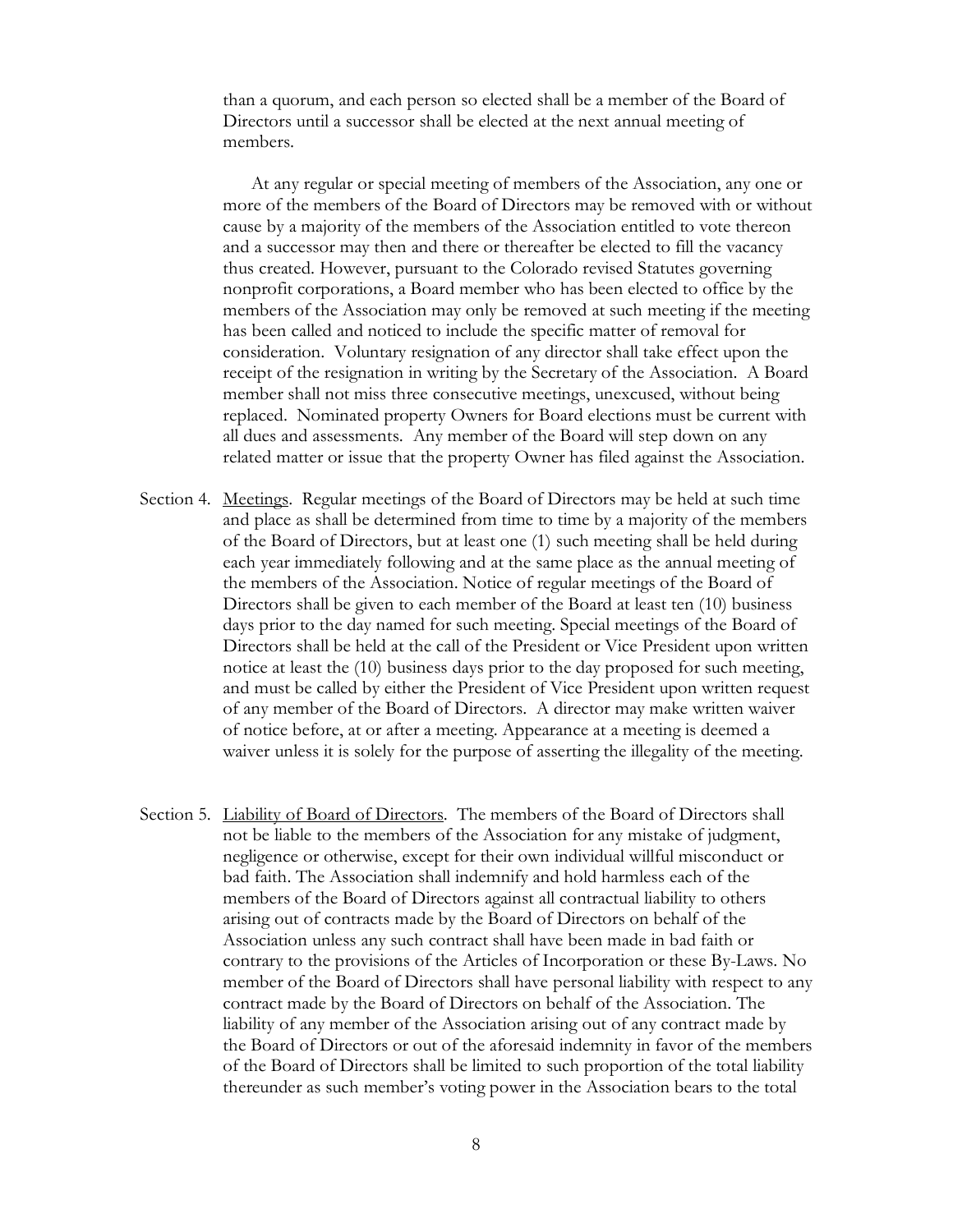than a quorum, and each person so elected shall be a member of the Board of Directors until a successor shall be elected at the next annual meeting of members.

At any regular or special meeting of members of the Association, any one or more of the members of the Board of Directors may be removed with or without cause by a majority of the members of the Association entitled to vote thereon and a successor may then and there or thereafter be elected to fill the vacancy thus created. However, pursuant to the Colorado revised Statutes governing nonprofit corporations, a Board member who has been elected to office by the members of the Association may only be removed at such meeting if the meeting has been called and noticed to include the specific matter of removal for consideration. Voluntary resignation of any director shall take effect upon the receipt of the resignation in writing by the Secretary of the Association. A Board member shall not miss three consecutive meetings, unexcused, without being replaced. Nominated property Owners for Board elections must be current with all dues and assessments. Any member of the Board will step down on any related matter or issue that the property Owner has filed against the Association.

Section 4. Meetings. Regular meetings of the Board of Directors may be held at such time and place as shall be determined from time to time by a majority of the members of the Board of Directors, but at least one (1) such meeting shall be held during each year immediately following and at the same place as the annual meeting of the members of the Association. Notice of regular meetings of the Board of Directors shall be given to each member of the Board at least ten (10) business days prior to the day named for such meeting. Special meetings of the Board of Directors shall be held at the call of the President or Vice President upon written notice at least the (10) business days prior to the day proposed for such meeting, and must be called by either the President of Vice President upon written request of any member of the Board of Directors. A director may make written waiver of notice before, at or after a meeting. Appearance at a meeting is deemed a waiver unless it is solely for the purpose of asserting the illegality of the meeting.

Section 5. Liability of Board of Directors. The members of the Board of Directors shall not be liable to the members of the Association for any mistake of judgment, negligence or otherwise, except for their own individual willful misconduct or bad faith. The Association shall indemnify and hold harmless each of the members of the Board of Directors against all contractual liability to others arising out of contracts made by the Board of Directors on behalf of the Association unless any such contract shall have been made in bad faith or contrary to the provisions of the Articles of Incorporation or these By-Laws. No member of the Board of Directors shall have personal liability with respect to any contract made by the Board of Directors on behalf of the Association. The liability of any member of the Association arising out of any contract made by the Board of Directors or out of the aforesaid indemnity in favor of the members of the Board of Directors shall be limited to such proportion of the total liability thereunder as such member's voting power in the Association bears to the total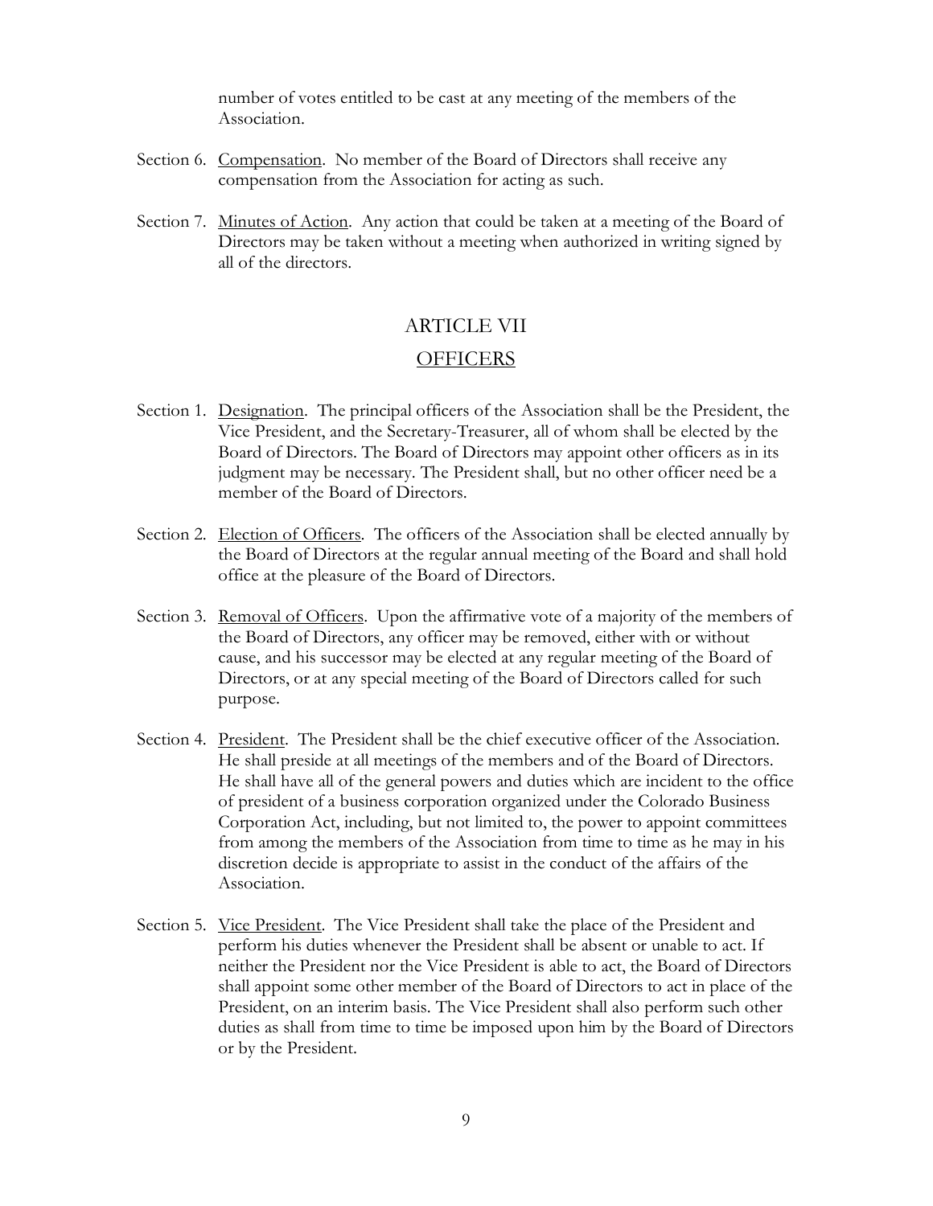number of votes entitled to be cast at any meeting of the members of the Association.

Section 6. Compensation. No member of the Board of Directors shall receive any compensation from the Association for acting as such.

Section 7. Minutes of Action. Any action that could be taken at a meeting of the Board of Directors may be taken without a meeting when authorized in writing signed by all of the directors.

# ARTICLE VII

## OFFICERS

Section 1. Designation. The principal officers of the Association shall be the President, the Vice President, and the Secretary-Treasurer, all of whom shall be elected by the Board of Directors. The Board of Directors may appoint other officers as in its judgment may be necessary. The President shall, but no other officer need be a member of the Board of Directors.

Section 2. Election of Officers. The officers of the Association shall be elected annually by the Board of Directors at the regular annual meeting of the Board and shall hold office at the pleasure of the Board of Directors.

Section 3. Removal of Officers. Upon the affirmative vote of a majority of the members of the Board of Directors, any officer may be removed, either with or without cause, and his successor may be elected at any regular meeting of the Board of Directors, or at any special meeting of the Board of Directors called for such purpose.

Section 4. President. The President shall be the chief executive officer of the Association. He shall preside at all meetings of the members and of the Board of Directors. He shall have all of the general powers and duties which are incident to the office of president of a business corporation organized under the Colorado Business Corporation Act, including, but not limited to, the power to appoint committees from among the members of the Association from time to time as he may in his discretion decide is appropriate to assist in the conduct of the affairs of the Association.

Section 5. Vice President. The Vice President shall take the place of the President and perform his duties whenever the President shall be absent or unable to act. If neither the President nor the Vice President is able to act, the Board of Directors shall appoint some other member of the Board of Directors to act in place of the President, on an interim basis. The Vice President shall also perform such other duties as shall from time to time be imposed upon him by the Board of Directors or by the President.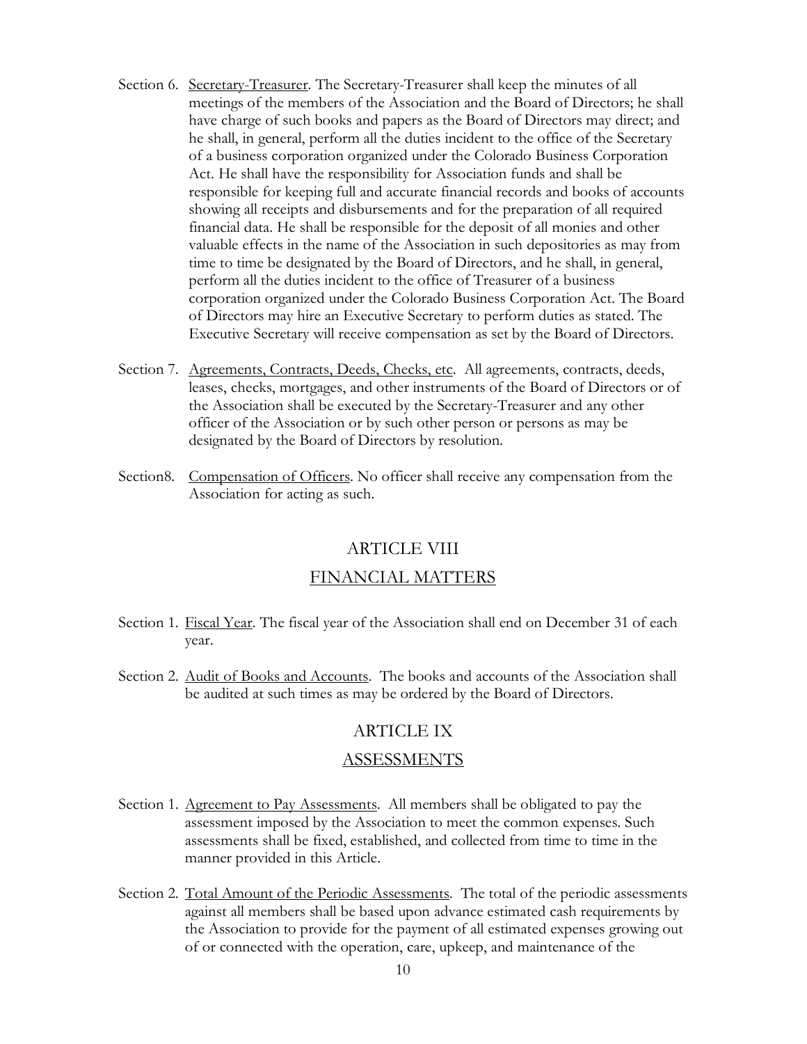Section 6. Secretary-Treasurer. The Secretary-Treasurer shall keep the minutes of all meetings of the members of the Association and the Board of Directors; he shall have charge of such books and papers as the Board of Directors may direct; and he shall, in general, perform all the duties incident to the office of the Secretary of a business corporation organized under the Colorado Business Corporation Act. He shall have the responsibility for Association funds and shall be responsible for keeping full and accurate financial records and books of accounts showing all receipts and disbursements and for the preparation of all required financial data. He shall be responsible for the deposit of all monies and other valuable effects in the name of the Association in such depositories as may from time to time be designated by the Board of Directors, and he shall, in general, perform all the duties incident to the office of Treasurer of a business corporation organized under the Colorado Business Corporation Act. The Board of Directors may hire an Executive Secretary to perform duties as stated. The Executive Secretary will receive compensation as set by the Board of Directors.

Section 7. Agreements, Contracts, Deeds, Checks, etc. All agreements, contracts, deeds, leases, checks, mortgages, and other instruments of the Board of Directors or of the Association shall be executed by the Secretary-Treasurer and any other officer of the Association or by such other person or persons as may be designated by the Board of Directors by resolution.

Section8. Compensation of Officers. No officer shall receive any compensation from the Association for acting as such.

## ARTICLE VIII

## FINANCIAL MATTERS

Section 1. Fiscal Year. The fiscal year of the Association shall end on December 31 of each year.

Section 2. Audit of Books and Accounts. The books and accounts of the Association shall be audited at such times as may be ordered by the Board of Directors.

## ARTICLE IX

## ASSESSMENTS

Section 1. Agreement to Pay Assessments. All members shall be obligated to pay the assessment imposed by the Association to meet the common expenses. Such assessments shall be fixed, established, and collected from time to time in the manner provided in this Article.

Section 2. Total Amount of the Periodic Assessments. The total of the periodic assessments against all members shall be based upon advance estimated cash requirements by the Association to provide for the payment of all estimated expenses growing out of or connected with the operation, care, upkeep, and maintenance of the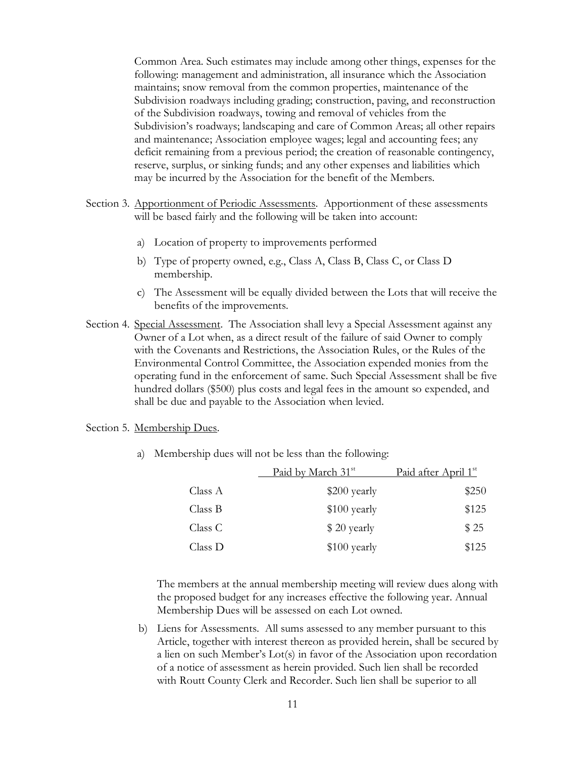Common Area. Such estimates may include among other things, expenses for the following: management and administration, all insurance which the Association maintains; snow removal from the common properties, maintenance of the Subdivision roadways including grading; construction, paving, and reconstruction of the Subdivision roadways, towing and removal of vehicles from the Subdivision's roadways; landscaping and care of Common Areas; all other repairs and maintenance; Association employee wages; legal and accounting fees; any deficit remaining from a previous period; the creation of reasonable contingency, reserve, surplus, or sinking funds; and any other expenses and liabilities which may be incurred by the Association for the benefit of the Members.

Section 3. Apportionment of Periodic Assessments. Apportionment of these assessments will be based fairly and the following will be taken into account:

a) Location of property to improvements performed

b) Type of property owned, e.g., Class A, Class B, Class C, or Class D membership.

c) The Assessment will be equally divided between the Lots that will receive the benefits of the improvements.

Section 4. Special Assessment. The Association shall levy a Special Assessment against any Owner of a Lot when, as a direct result of the failure of said Owner to comply with the Covenants and Restrictions, the Association Rules, or the Rules of the Environmental Control Committee, the Association expended monies from the operating fund in the enforcement of same. Such Special Assessment shall be five hundred dollars ($500) plus costs and legal fees in the amount so expended, and shall be due and payable to the Association when levied.

Section 5. Membership Dues.

a) Membership dues will not be less than the following:

| | Paid by March 31st | Paid after April 1st |
|---|---|---|
| Class A | $200 yearly | $250 |
| Class B | $100 yearly | $125 |
| Class C | $ 20 yearly | $ 25 |
| Class D | $100 yearly | $125 |

The members at the annual membership meeting will review dues along with the proposed budget for any increases effective the following year. Annual Membership Dues will be assessed on each Lot owned.

b) Liens for Assessments. All sums assessed to any member pursuant to this Article, together with interest thereon as provided herein, shall be secured by a lien on such Member's Lot(s) in favor of the Association upon recordation of a notice of assessment as herein provided. Such lien shall be recorded with Routt County Clerk and Recorder. Such lien shall be superior to all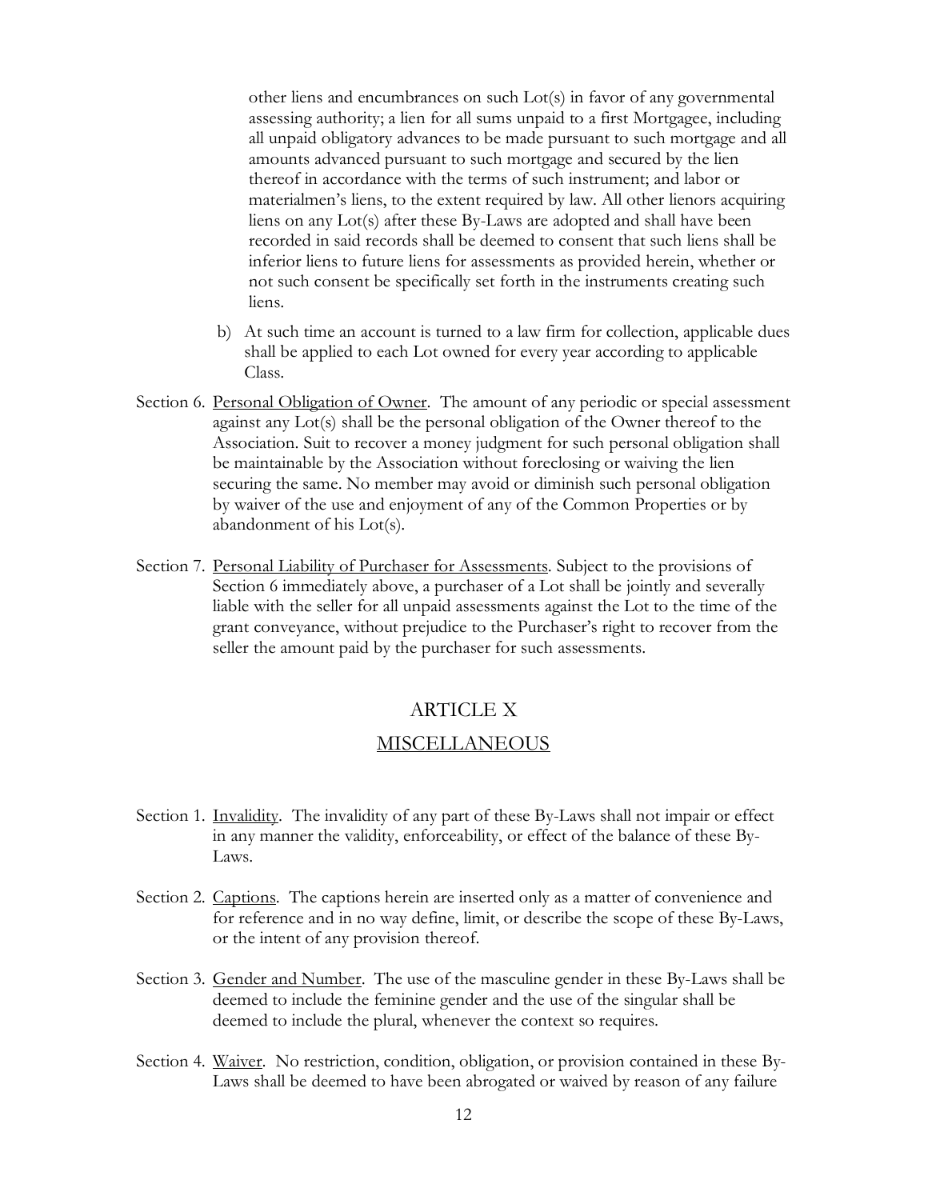other liens and encumbrances on such Lot(s) in favor of any governmental assessing authority; a lien for all sums unpaid to a first Mortgagee, including all unpaid obligatory advances to be made pursuant to such mortgage and all amounts advanced pursuant to such mortgage and secured by the lien thereof in accordance with the terms of such instrument; and labor or materialmen's liens, to the extent required by law. All other lienors acquiring liens on any Lot(s) after these By-Laws are adopted and shall have been recorded in said records shall be deemed to consent that such liens shall be inferior liens to future liens for assessments as provided herein, whether or not such consent be specifically set forth in the instruments creating such liens.

b) At such time an account is turned to a law firm for collection, applicable dues shall be applied to each Lot owned for every year according to applicable Class.

Section 6. <u>Personal Obligation of Owner</u>. The amount of any periodic or special assessment against any Lot(s) shall be the personal obligation of the Owner thereof to the Association. Suit to recover a money judgment for such personal obligation shall be maintainable by the Association without foreclosing or waiving the lien securing the same. No member may avoid or diminish such personal obligation by waiver of the use and enjoyment of any of the Common Properties or by abandonment of his Lot(s).

Section 7. <u>Personal Liability of Purchaser for Assessments</u>. Subject to the provisions of Section 6 immediately above, a purchaser of a Lot shall be jointly and severally liable with the seller for all unpaid assessments against the Lot to the time of the grant conveyance, without prejudice to the Purchaser's right to recover from the seller the amount paid by the purchaser for such assessments.

## ARTICLE X

## MISCELLANEOUS

Section 1. <u>Invalidity</u>. The invalidity of any part of these By-Laws shall not impair or effect in any manner the validity, enforceability, or effect of the balance of these By-Laws.

Section 2. <u>Captions</u>. The captions herein are inserted only as a matter of convenience and for reference and in no way define, limit, or describe the scope of these By-Laws, or the intent of any provision thereof.

Section 3. <u>Gender and Number</u>. The use of the masculine gender in these By-Laws shall be deemed to include the feminine gender and the use of the singular shall be deemed to include the plural, whenever the context so requires.

Section 4. <u>Waiver</u>. No restriction, condition, obligation, or provision contained in these By-Laws shall be deemed to have been abrogated or waived by reason of any failure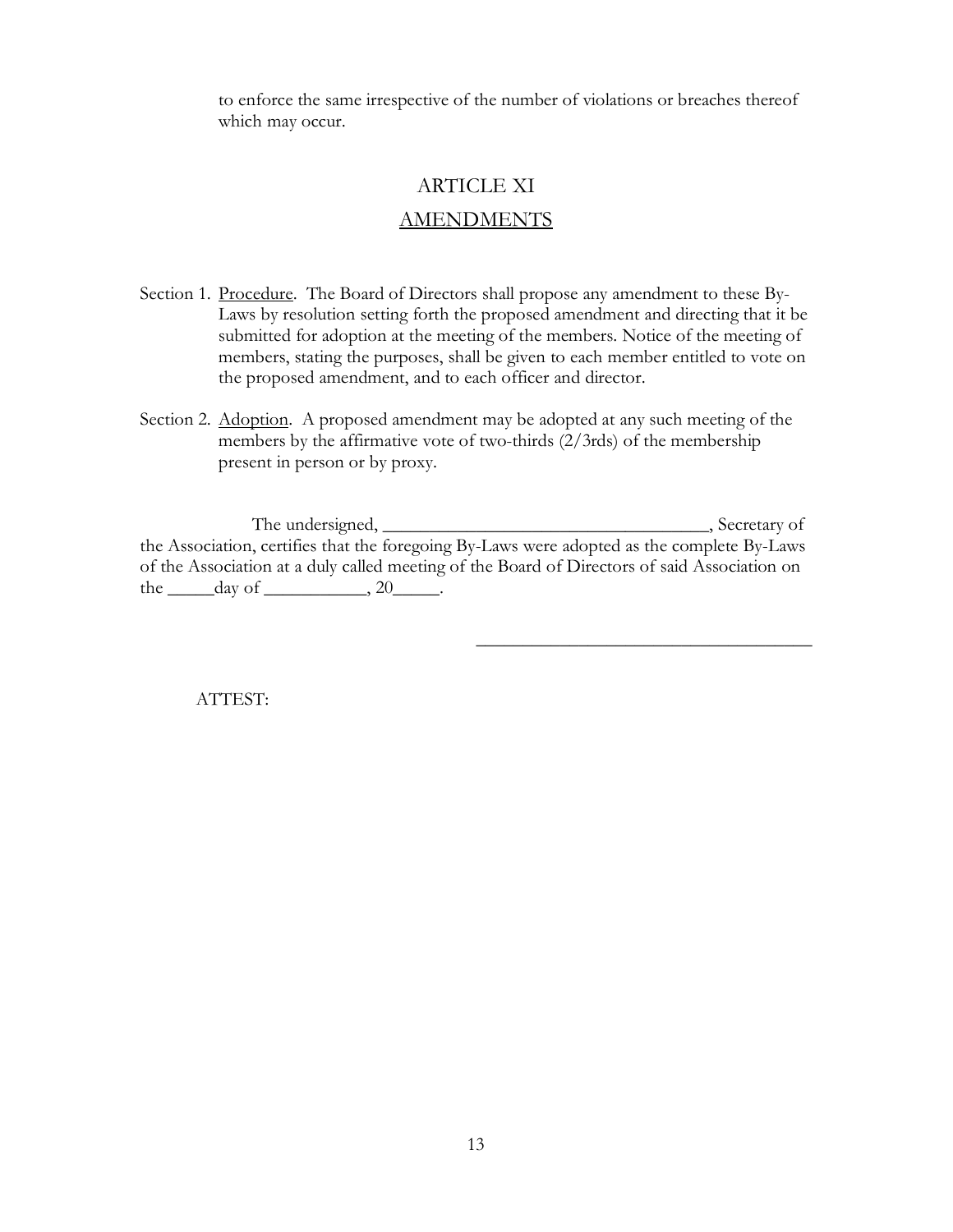to enforce the same irrespective of the number of violations or breaches thereof which may occur.

## ARTICLE XI

## AMENDMENTS

Section 1. Procedure. The Board of Directors shall propose any amendment to these By-Laws by resolution setting forth the proposed amendment and directing that it be submitted for adoption at the meeting of the members. Notice of the meeting of members, stating the purposes, shall be given to each member entitled to vote on the proposed amendment, and to each officer and director.

Section 2. Adoption. A proposed amendment may be adopted at any such meeting of the members by the affirmative vote of two-thirds (2/3rds) of the membership present in person or by proxy.

The undersigned, ___________________________________, Secretary of the Association, certifies that the foregoing By-Laws were adopted as the complete By-Laws of the Association at a duly called meeting of the Board of Directors of said Association on the _____day of ___________, 20_____.

____________________________________

ATTEST: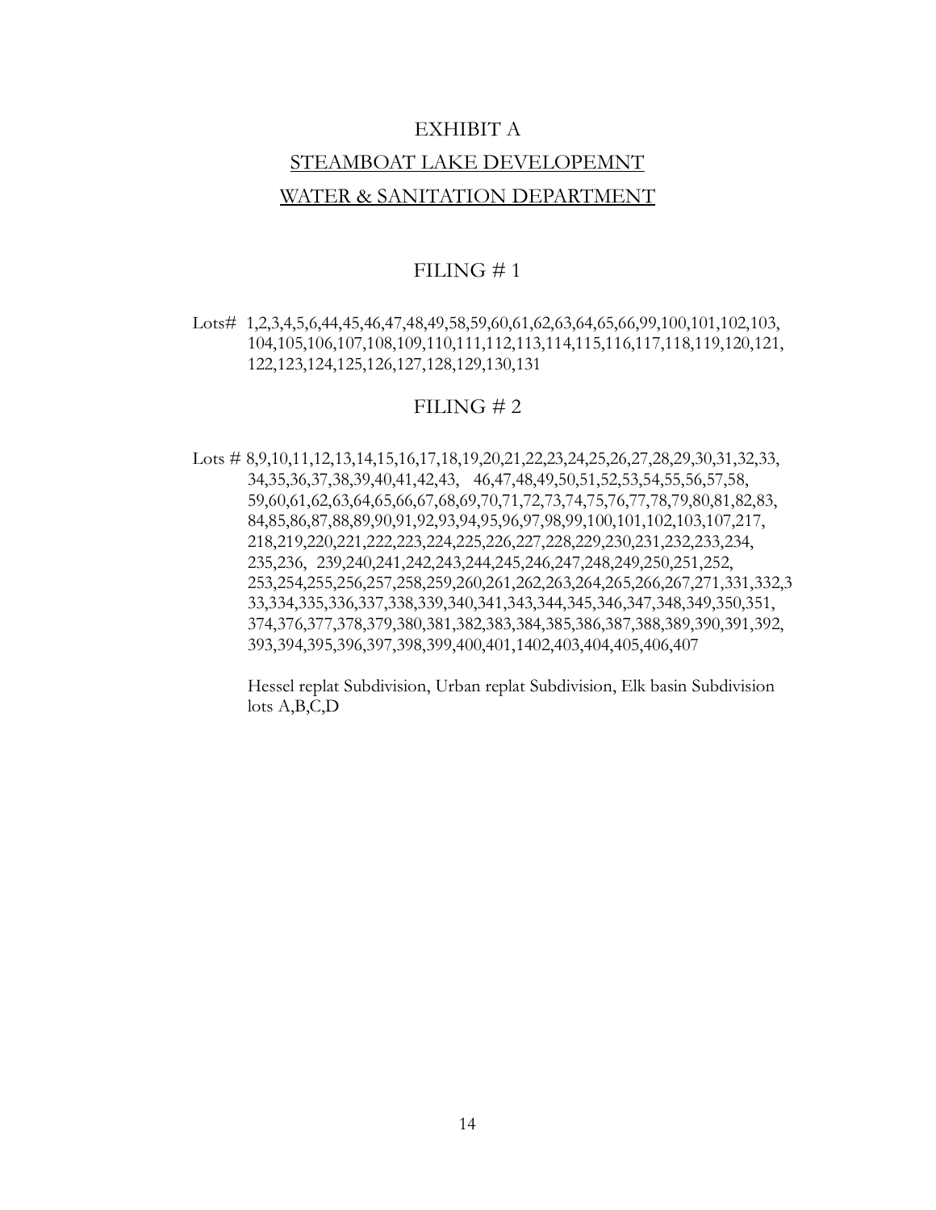# EXHIBIT A

## STEAMBOAT LAKE DEVELOPEMNT

## WATER & SANITATION DEPARTMENT

### FILING # 1

Lots# 1,2,3,4,5,6,44,45,46,47,48,49,58,59,60,61,62,63,64,65,66,99,100,101,102,103,
104,105,106,107,108,109,110,111,112,113,114,115,116,117,118,119,120,121,
122,123,124,125,126,127,128,129,130,131

### FILING # 2

Lots # 8,9,10,11,12,13,14,15,16,17,18,19,20,21,22,23,24,25,26,27,28,29,30,31,32,33,
34,35,36,37,38,39,40,41,42,43, 46,47,48,49,50,51,52,53,54,55,56,57,58,
59,60,61,62,63,64,65,66,67,68,69,70,71,72,73,74,75,76,77,78,79,80,81,82,83,
84,85,86,87,88,89,90,91,92,93,94,95,96,97,98,99,100,101,102,103,107,217,
218,219,220,221,222,223,224,225,226,227,228,229,230,231,232,233,234,
235,236, 239,240,241,242,243,244,245,246,247,248,249,250,251,252,
253,254,255,256,257,258,259,260,261,262,263,264,265,266,267,271,331,332,3
33,334,335,336,337,338,339,340,341,343,344,345,346,347,348,349,350,351,
374,376,377,378,379,380,381,382,383,384,385,386,387,388,389,390,391,392,
393,394,395,396,397,398,399,400,401,1402,403,404,405,406,407

Hessel replat Subdivision, Urban replat Subdivision, Elk basin Subdivision
lots A,B,C,D